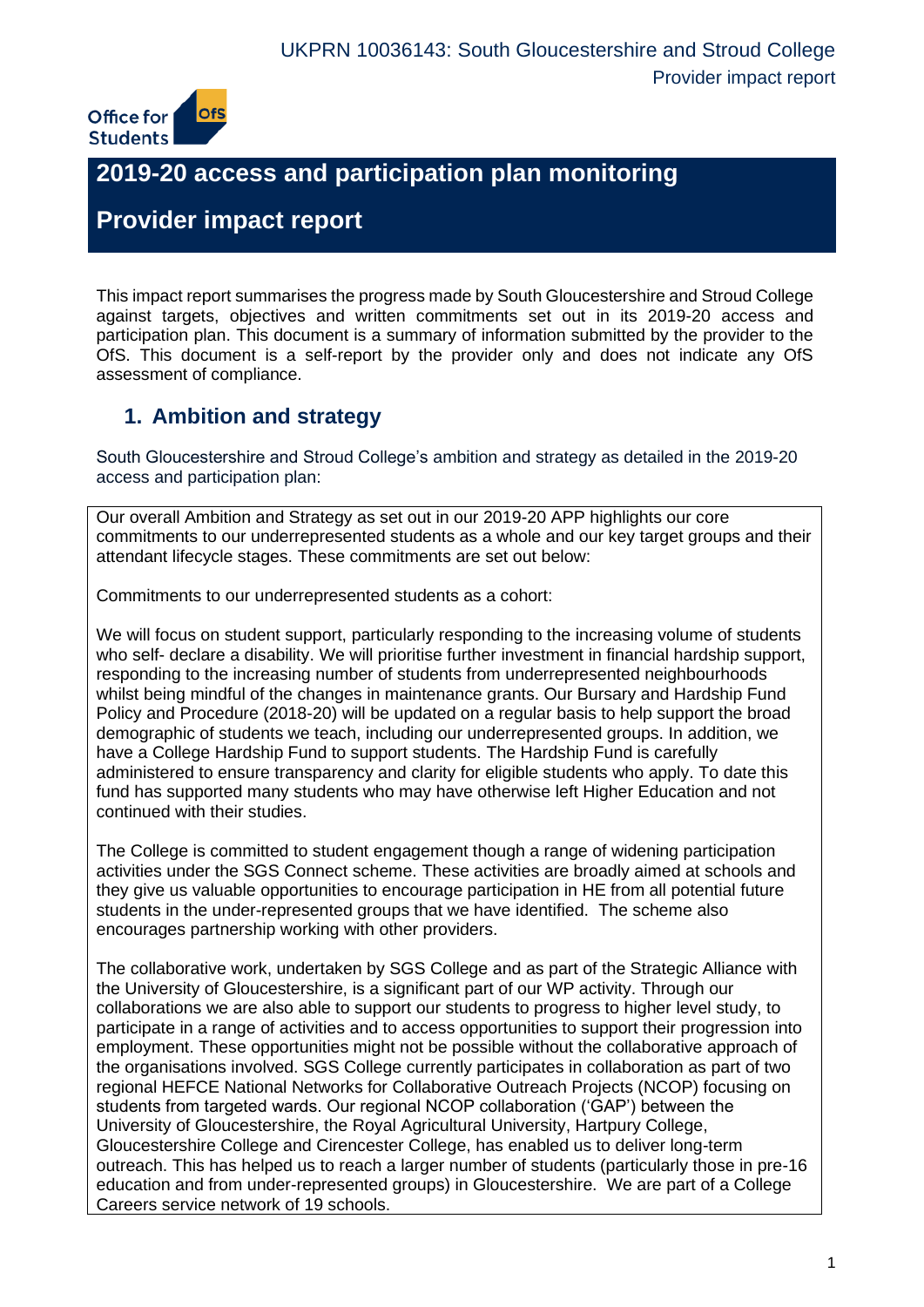# 2019-20 access and participation plan monitoring

# Provider impact report

This impact report summarises the progress made by South Gloucestershire and Stroud College against targets, objectives and written commitments set out in its 2019-20 access and participation plan. This document is a summary of information submitted by the provider to the OfS. This document is a self-report by the provider only and does not indicate any OfS assessment of compliance.

## 1. Ambition and strategy

South Gloucestershire and Stroud College's ambition and strategy as detailed in the 2019-20 access and participation plan:

Our overall Ambition and Strategy as set out in our 2019-20 APP highlights our core commitments to our underrepresented students as a whole and our key target groups and their attendant lifecycle stages. These commitments are set out below:

Commitments to our underrepresented students as a cohort:

We will focus on student support, particularly responding to the increasing volume of students who self- declare a disability. We will prioritise further investment in financial hardship support, responding to the increasing number of students from underrepresented neighbourhoods whilst being mindful of the changes in maintenance grants. Our Bursary and Hardship Fund Policy and Procedure (2018-20) will be updated on a regular basis to help support the broad demographic of students we teach, including our underrepresented groups. In addition, we have a College Hardship Fund to support students. The Hardship Fund is carefully administered to ensure transparency and clarity for eligible students who apply. To date this fund has supported many students who may have otherwise left Higher Education and not continued with their studies.

The College is committed to student engagement though a range of widening participation activities under the SGS Connect scheme. These activities are broadly aimed at schools and they give us valuable opportunities to encourage participation in HE from all potential future students in the under-represented groups that we have identified. The scheme also encourages partnership working with other providers.

The collaborative work, undertaken by SGS College and as part of the Strategic Alliance with the University of Gloucestershire, is a significant part of our WP activity. Through our collaborations we are also able to support our students to progress to higher level study, to participate in a range of activities and to access opportunities to support their progression into employment. These opportunities might not be possible without the collaborative approach of the organisations involved. SGS College currently participates in collaboration as part of two regional HEFCE National Networks for Collaborative Outreach Projects (NCOP) focusing on students from targeted wards. Our regional NCOP collaboration ('GAP') between the University of Gloucestershire, the Royal Agricultural University, Hartpury College, Gloucestershire College and Cirencester College, has enabled us to deliver long-term outreach. This has helped us to reach a larger number of students (particularly those in pre-16 education and from under-represented groups) in Gloucestershire. We are part of a College Careers service network of 19 schools.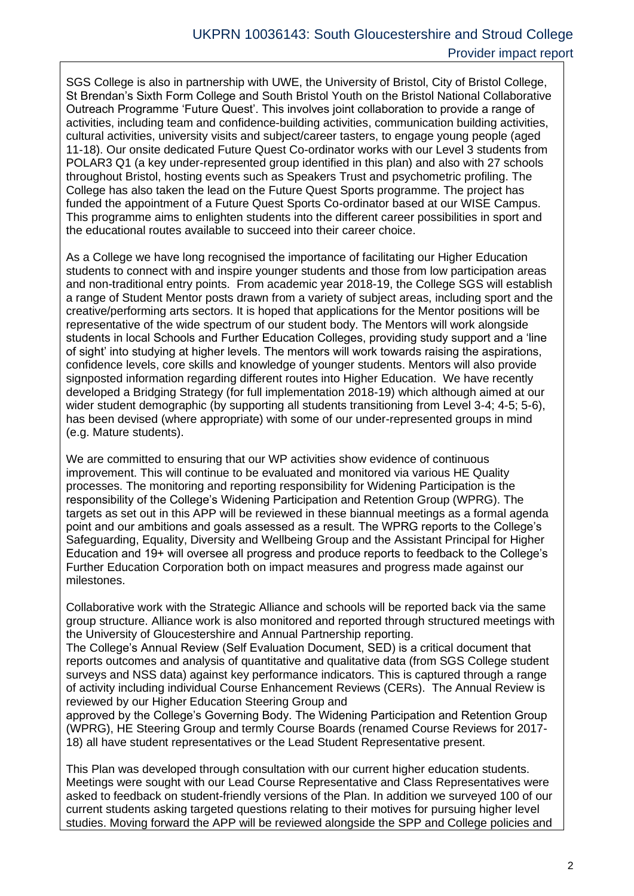SGS College is also in partnership with UWE, the University of Bristol, City of Bristol College, St Brendan's Sixth Form College and South Bristol Youth on the Bristol National Collaborative Outreach Programme 'Future Quest'. This involves joint collaboration to provide a range of activities, including team and confidence-building activities, communication building activities, cultural activities, university visits and subject/career tasters, to engage young people (aged 11-18). Our onsite dedicated Future Quest Co-ordinator works with our Level 3 students from POLAR3 Q1 (a key under-represented group identified in this plan) and also with 27 schools throughout Bristol, hosting events such as Speakers Trust and psychometric profiling. The College has also taken the lead on the Future Quest Sports programme. The project has funded the appointment of a Future Quest Sports Co-ordinator based at our WISE Campus. This programme aims to enlighten students into the different career possibilities in sport and the educational routes available to succeed into their career choice.

As a College we have long recognised the importance of facilitating our Higher Education students to connect with and inspire younger students and those from low participation areas and non-traditional entry points. From academic year 2018-19, the College SGS will establish a range of Student Mentor posts drawn from a variety of subject areas, including sport and the creative/performing arts sectors. It is hoped that applications for the Mentor positions will be representative of the wide spectrum of our student body. The Mentors will work alongside students in local Schools and Further Education Colleges, providing study support and a 'line of sight' into studying at higher levels. The mentors will work towards raising the aspirations, confidence levels, core skills and knowledge of younger students. Mentors will also provide signposted information regarding different routes into Higher Education. We have recently developed a Bridging Strategy (for full implementation 2018-19) which although aimed at our wider student demographic (by supporting all students transitioning from Level 3-4; 4-5; 5-6), has been devised (where appropriate) with some of our under-represented groups in mind (e.g. Mature students).

We are committed to ensuring that our WP activities show evidence of continuous improvement. This will continue to be evaluated and monitored via various HE Quality processes. The monitoring and reporting responsibility for Widening Participation is the responsibility of the College's Widening Participation and Retention Group (WPRG). The targets as set out in this APP will be reviewed in these biannual meetings as a formal agenda point and our ambitions and goals assessed as a result. The WPRG reports to the College's Safeguarding, Equality, Diversity and Wellbeing Group and the Assistant Principal for Higher Education and 19+ will oversee all progress and produce reports to feedback to the College's Further Education Corporation both on impact measures and progress made against our milestones.

Collaborative work with the Strategic Alliance and schools will be reported back via the same group structure. Alliance work is also monitored and reported through structured meetings with the University of Gloucestershire and Annual Partnership reporting.
The College's Annual Review (Self Evaluation Document, SED) is a critical document that reports outcomes and analysis of quantitative and qualitative data (from SGS College student surveys and NSS data) against key performance indicators. This is captured through a range of activity including individual Course Enhancement Reviews (CERs). The Annual Review is reviewed by our Higher Education Steering Group and
approved by the College's Governing Body. The Widening Participation and Retention Group (WPRG), HE Steering Group and termly Course Boards (renamed Course Reviews for 2017-18) all have student representatives or the Lead Student Representative present.

This Plan was developed through consultation with our current higher education students. Meetings were sought with our Lead Course Representative and Class Representatives were asked to feedback on student-friendly versions of the Plan. In addition we surveyed 100 of our current students asking targeted questions relating to their motives for pursuing higher level studies. Moving forward the APP will be reviewed alongside the SPP and College policies and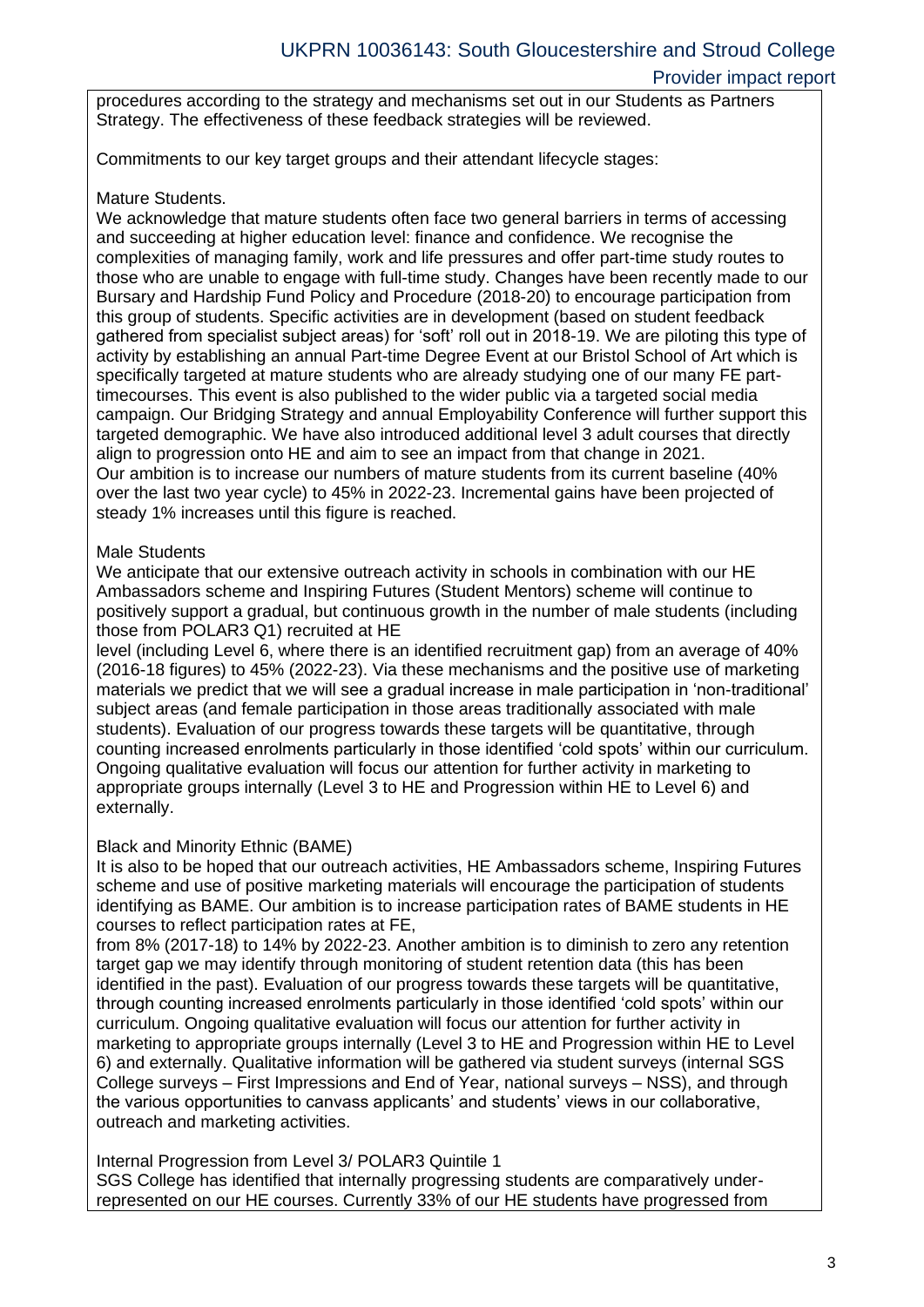procedures according to the strategy and mechanisms set out in our Students as Partners Strategy. The effectiveness of these feedback strategies will be reviewed.

Commitments to our key target groups and their attendant lifecycle stages:

Mature Students.

We acknowledge that mature students often face two general barriers in terms of accessing and succeeding at higher education level: finance and confidence. We recognise the complexities of managing family, work and life pressures and offer part-time study routes to those who are unable to engage with full-time study. Changes have been recently made to our Bursary and Hardship Fund Policy and Procedure (2018-20) to encourage participation from this group of students. Specific activities are in development (based on student feedback gathered from specialist subject areas) for 'soft' roll out in 2018-19. We are piloting this type of activity by establishing an annual Part-time Degree Event at our Bristol School of Art which is specifically targeted at mature students who are already studying one of our many FE part-timecourses. This event is also published to the wider public via a targeted social media campaign. Our Bridging Strategy and annual Employability Conference will further support this targeted demographic. We have also introduced additional level 3 adult courses that directly align to progression onto HE and aim to see an impact from that change in 2021.
Our ambition is to increase our numbers of mature students from its current baseline (40% over the last two year cycle) to 45% in 2022-23. Incremental gains have been projected of steady 1% increases until this figure is reached.

Male Students

We anticipate that our extensive outreach activity in schools in combination with our HE Ambassadors scheme and Inspiring Futures (Student Mentors) scheme will continue to positively support a gradual, but continuous growth in the number of male students (including those from POLAR3 Q1) recruited at HE level (including Level 6, where there is an identified recruitment gap) from an average of 40% (2016-18 figures) to 45% (2022-23). Via these mechanisms and the positive use of marketing materials we predict that we will see a gradual increase in male participation in 'non-traditional' subject areas (and female participation in those areas traditionally associated with male students). Evaluation of our progress towards these targets will be quantitative, through counting increased enrolments particularly in those identified 'cold spots' within our curriculum. Ongoing qualitative evaluation will focus our attention for further activity in marketing to appropriate groups internally (Level 3 to HE and Progression within HE to Level 6) and externally.

Black and Minority Ethnic (BAME)

It is also to be hoped that our outreach activities, HE Ambassadors scheme, Inspiring Futures scheme and use of positive marketing materials will encourage the participation of students identifying as BAME. Our ambition is to increase participation rates of BAME students in HE courses to reflect participation rates at FE, from 8% (2017-18) to 14% by 2022-23. Another ambition is to diminish to zero any retention target gap we may identify through monitoring of student retention data (this has been identified in the past). Evaluation of our progress towards these targets will be quantitative, through counting increased enrolments particularly in those identified 'cold spots' within our curriculum. Ongoing qualitative evaluation will focus our attention for further activity in marketing to appropriate groups internally (Level 3 to HE and Progression within HE to Level 6) and externally. Qualitative information will be gathered via student surveys (internal SGS College surveys – First Impressions and End of Year, national surveys – NSS), and through the various opportunities to canvass applicants' and students' views in our collaborative, outreach and marketing activities.

Internal Progression from Level 3/ POLAR3 Quintile 1

SGS College has identified that internally progressing students are comparatively under-represented on our HE courses. Currently 33% of our HE students have progressed from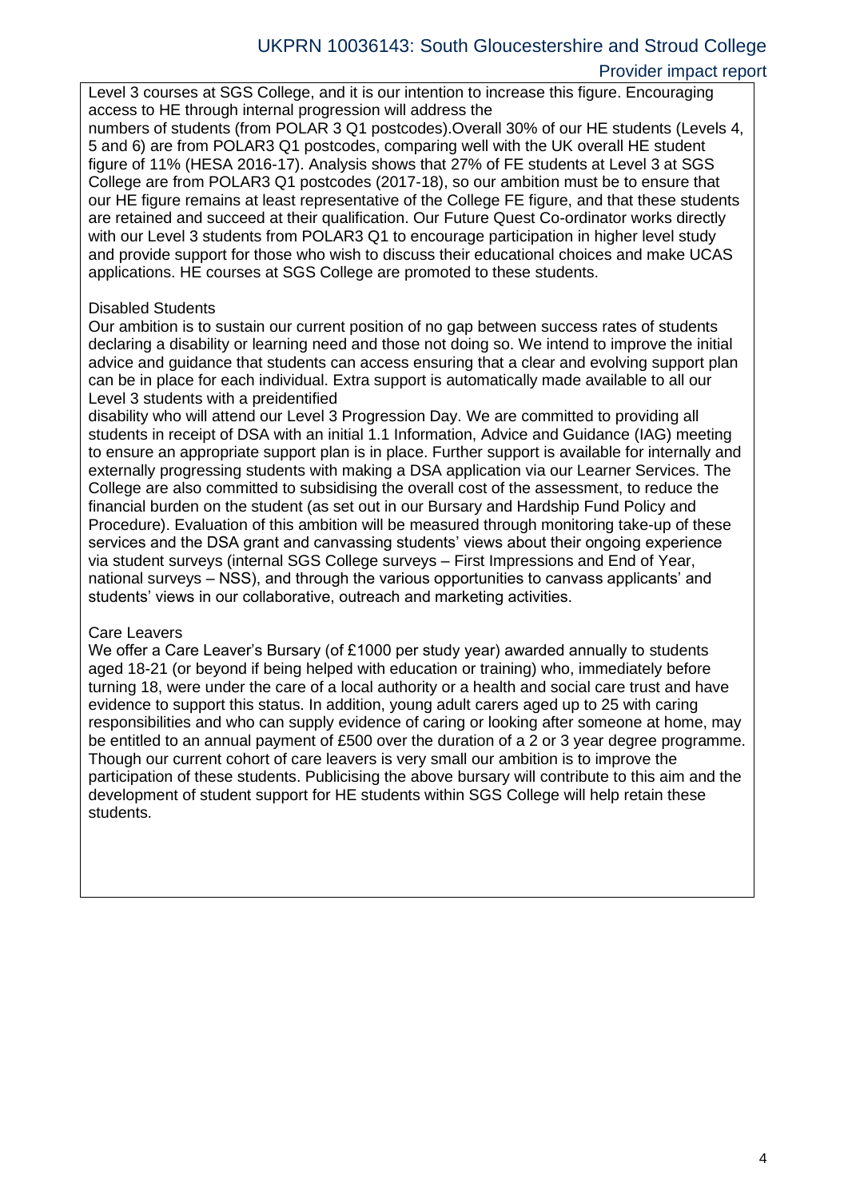Level 3 courses at SGS College, and it is our intention to increase this figure. Encouraging access to HE through internal progression will address the numbers of students (from POLAR 3 Q1 postcodes).Overall 30% of our HE students (Levels 4, 5 and 6) are from POLAR3 Q1 postcodes, comparing well with the UK overall HE student figure of 11% (HESA 2016-17). Analysis shows that 27% of FE students at Level 3 at SGS College are from POLAR3 Q1 postcodes (2017-18), so our ambition must be to ensure that our HE figure remains at least representative of the College FE figure, and that these students are retained and succeed at their qualification. Our Future Quest Co-ordinator works directly with our Level 3 students from POLAR3 Q1 to encourage participation in higher level study and provide support for those who wish to discuss their educational choices and make UCAS applications. HE courses at SGS College are promoted to these students.

Disabled Students

Our ambition is to sustain our current position of no gap between success rates of students declaring a disability or learning need and those not doing so. We intend to improve the initial advice and guidance that students can access ensuring that a clear and evolving support plan can be in place for each individual. Extra support is automatically made available to all our Level 3 students with a preidentified disability who will attend our Level 3 Progression Day. We are committed to providing all students in receipt of DSA with an initial 1.1 Information, Advice and Guidance (IAG) meeting to ensure an appropriate support plan is in place. Further support is available for internally and externally progressing students with making a DSA application via our Learner Services. The College are also committed to subsidising the overall cost of the assessment, to reduce the financial burden on the student (as set out in our Bursary and Hardship Fund Policy and Procedure). Evaluation of this ambition will be measured through monitoring take-up of these services and the DSA grant and canvassing students' views about their ongoing experience via student surveys (internal SGS College surveys – First Impressions and End of Year, national surveys – NSS), and through the various opportunities to canvass applicants' and students' views in our collaborative, outreach and marketing activities.

Care Leavers

We offer a Care Leaver's Bursary (of £1000 per study year) awarded annually to students aged 18-21 (or beyond if being helped with education or training) who, immediately before turning 18, were under the care of a local authority or a health and social care trust and have evidence to support this status. In addition, young adult carers aged up to 25 with caring responsibilities and who can supply evidence of caring or looking after someone at home, may be entitled to an annual payment of £500 over the duration of a 2 or 3 year degree programme. Though our current cohort of care leavers is very small our ambition is to improve the participation of these students. Publicising the above bursary will contribute to this aim and the development of student support for HE students within SGS College will help retain these students.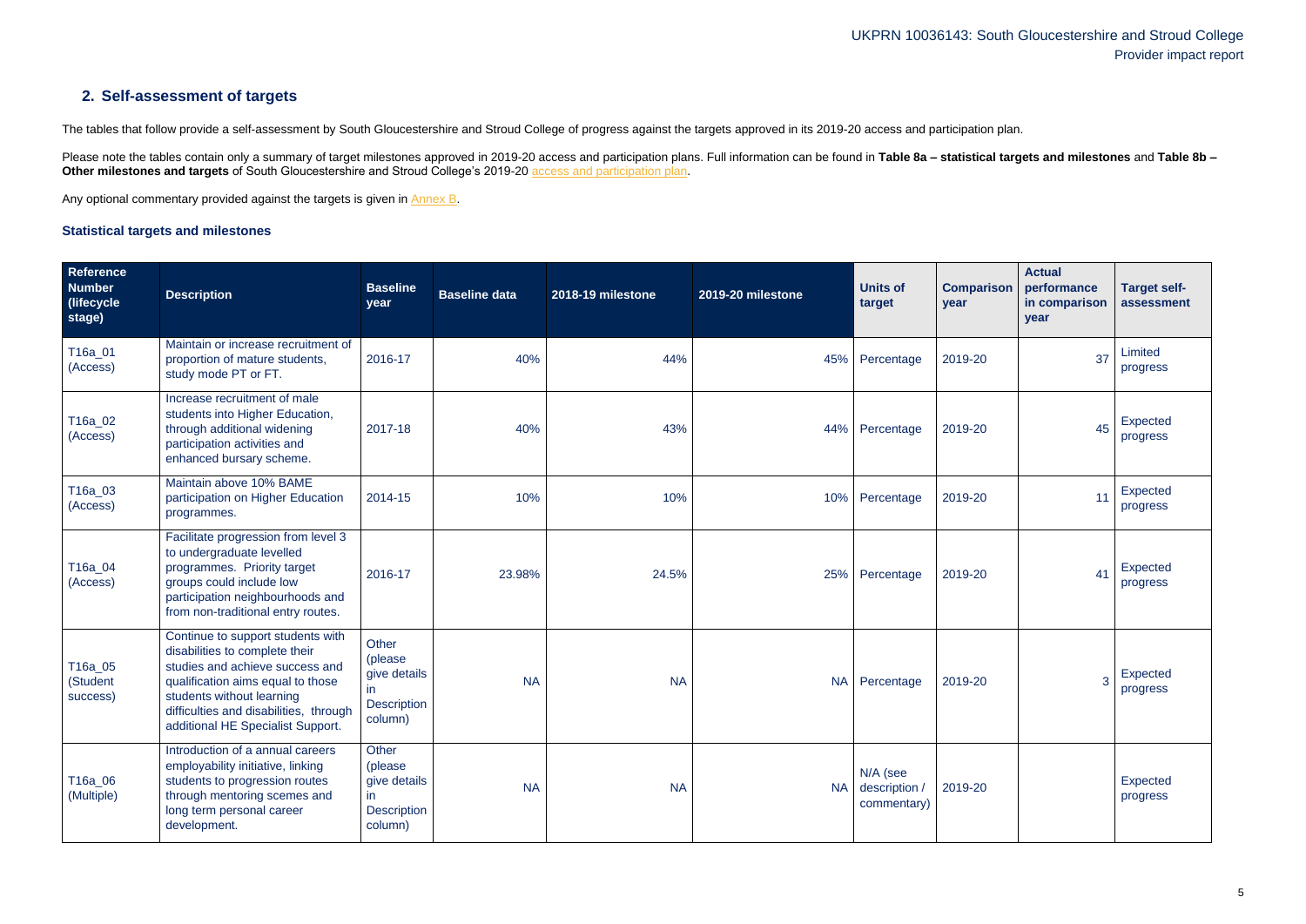## 2. Self-assessment of targets

The tables that follow provide a self-assessment by South Gloucestershire and Stroud College of progress against the targets approved in its 2019-20 access and participation plan.

Please note the tables contain only a summary of target milestones approved in 2019-20 access and participation plans. Full information can be found in **Table 8a – statistical targets and milestones** and **Table 8b – Other milestones and targets** of South Gloucestershire and Stroud College's 2019-20 access and participation plan.

Any optional commentary provided against the targets is given in Annex B.

### Statistical targets and milestones

| Reference Number (lifecycle stage) | Description | Baseline year | Baseline data | 2018-19 milestone | 2019-20 milestone | Units of target | Comparison year | Actual performance in comparison year | Target self-assessment |
|---|---|---|---|---|---|---|---|---|---|
| T16a_01 (Access) | Maintain or increase recruitment of proportion of mature students, study mode PT or FT. | 2016-17 | 40% | 44% | 45% | Percentage | 2019-20 | 37 | Limited progress |
| T16a_02 (Access) | Increase recruitment of male students into Higher Education, through additional widening participation activities and enhanced bursary scheme. | 2017-18 | 40% | 43% | 44% | Percentage | 2019-20 | 45 | Expected progress |
| T16a_03 (Access) | Maintain above 10% BAME participation on Higher Education programmes. | 2014-15 | 10% | 10% | 10% | Percentage | 2019-20 | 11 | Expected progress |
| T16a_04 (Access) | Facilitate progression from level 3 to undergraduate levelled programmes. Priority target groups could include low participation neighbourhoods and from non-traditional entry routes. | 2016-17 | 23.98% | 24.5% | 25% | Percentage | 2019-20 | 41 | Expected progress |
| T16a_05 (Student success) | Continue to support students with disabilities to complete their studies and achieve success and qualification aims equal to those students without learning difficulties and disabilities, through additional HE Specialist Support. | Other (please give details in Description column) | NA | NA | NA | Percentage | 2019-20 | 3 | Expected progress |
| T16a_06 (Multiple) | Introduction of a annual careers employability initiative, linking students to progression routes through mentoring scemes and long term personal career development. | Other (please give details in Description column) | NA | NA | NA | N/A (see description / commentary) | 2019-20 | | Expected progress |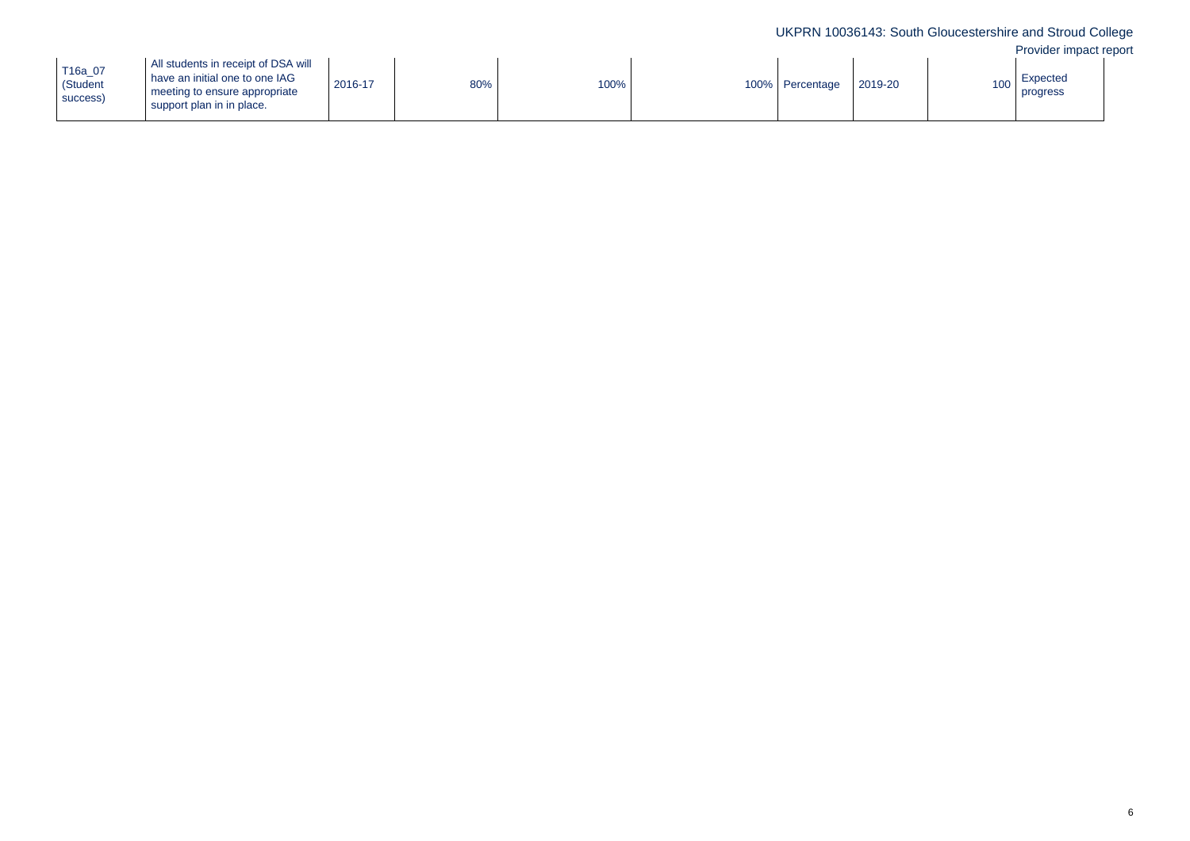| | | | | | | | | | |
|---|---|---|---|---|---|---|---|---|---|
| T16a_07 (Student success) | All students in receipt of DSA will have an initial one to one IAG meeting to ensure appropriate support plan in in place. | 2016-17 | 80% | 100% | 100% | Percentage | 2019-20 | 100 | Expected progress |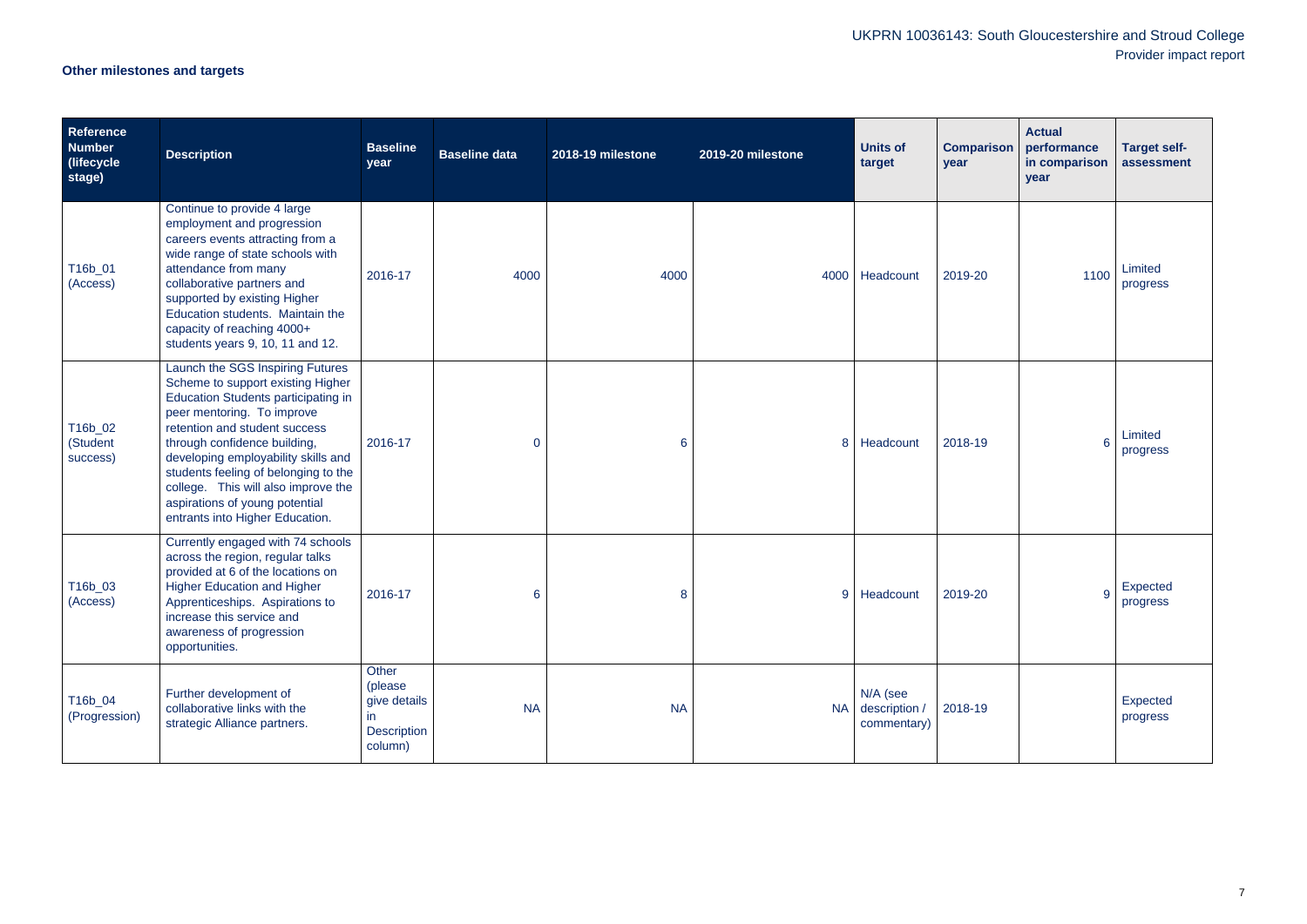### Other milestones and targets

| Reference Number (lifecycle stage) | Description | Baseline year | Baseline data | 2018-19 milestone | 2019-20 milestone | Units of target | Comparison year | Actual performance in comparison year | Target self-assessment |
|---|---|---|---|---|---|---|---|---|---|
| T16b_01 (Access) | Continue to provide 4 large employment and progression careers events attracting from a wide range of state schools with attendance from many collaborative partners and supported by existing Higher Education students. Maintain the capacity of reaching 4000+ students years 9, 10, 11 and 12. | 2016-17 | 4000 | 4000 | 4000 | Headcount | 2019-20 | 1100 | Limited progress |
| T16b_02 (Student success) | Launch the SGS Inspiring Futures Scheme to support existing Higher Education Students participating in peer mentoring. To improve retention and student success through confidence building, developing employability skills and students feeling of belonging to the college. This will also improve the aspirations of young potential entrants into Higher Education. | 2016-17 | 0 | 6 | 8 | Headcount | 2018-19 | 6 | Limited progress |
| T16b_03 (Access) | Currently engaged with 74 schools across the region, regular talks provided at 6 of the locations on Higher Education and Higher Apprenticeships. Aspirations to increase this service and awareness of progression opportunities. | 2016-17 | 6 | 8 | 9 | Headcount | 2019-20 | 9 | Expected progress |
| T16b_04 (Progression) | Further development of collaborative links with the strategic Alliance partners. | Other (please give details in Description column) | NA | NA | NA | N/A (see description / commentary) | 2018-19 | | Expected progress |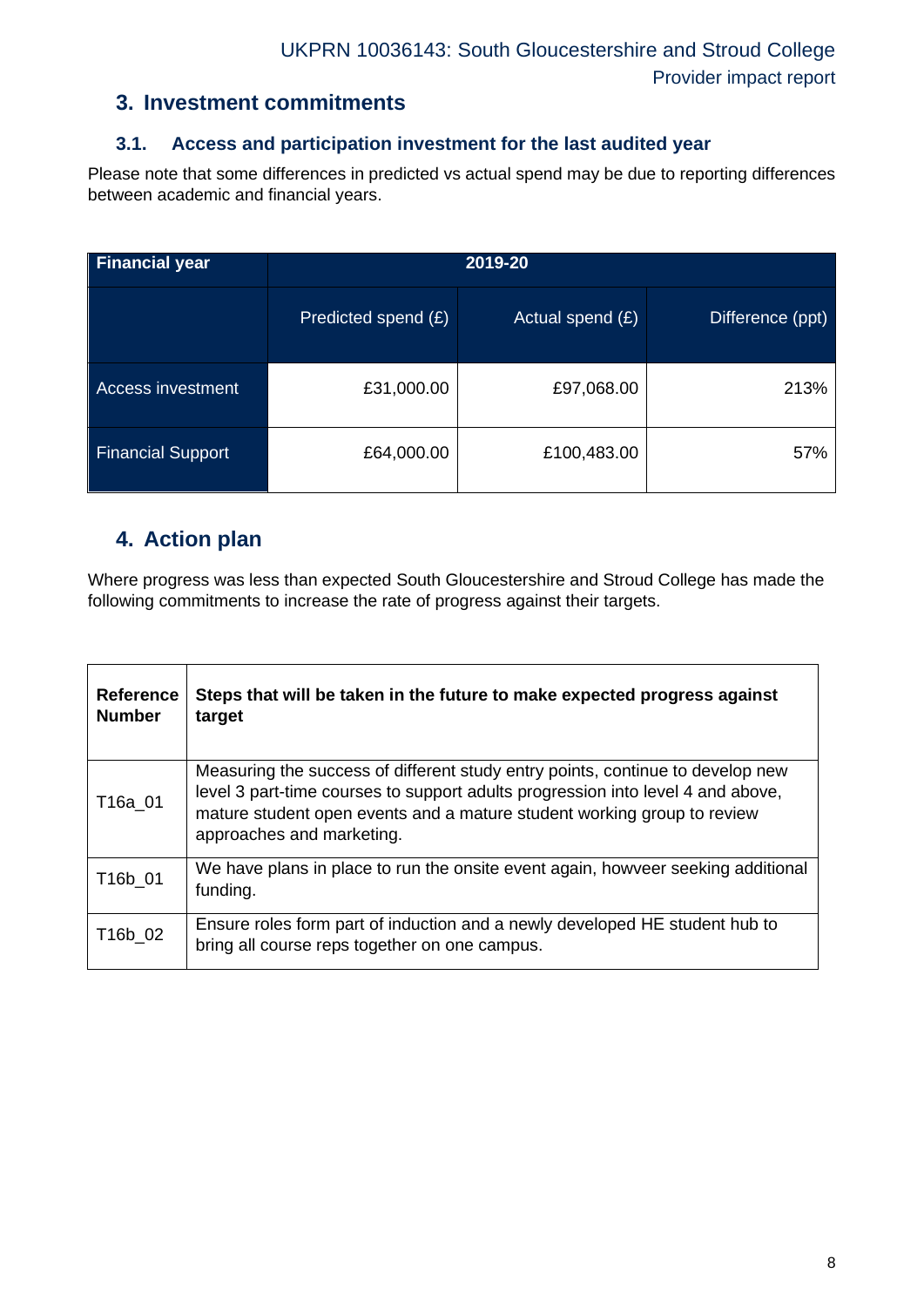## 3. Investment commitments

### 3.1. Access and participation investment for the last audited year

Please note that some differences in predicted vs actual spend may be due to reporting differences between academic and financial years.

| Financial year | 2019-20 | | |
|---|---|---|---|
| | Predicted spend (£) | Actual spend (£) | Difference (ppt) |
| Access investment | £31,000.00 | £97,068.00 | 213% |
| Financial Support | £64,000.00 | £100,483.00 | 57% |

## 4. Action plan

Where progress was less than expected South Gloucestershire and Stroud College has made the following commitments to increase the rate of progress against their targets.

| Reference Number | Steps that will be taken in the future to make expected progress against target |
|---|---|
| T16a_01 | Measuring the success of different study entry points, continue to develop new level 3 part-time courses to support adults progression into level 4 and above, mature student open events and a mature student working group to review approaches and marketing. |
| T16b_01 | We have plans in place to run the onsite event again, howveer seeking additional funding. |
| T16b_02 | Ensure roles form part of induction and a newly developed HE student hub to bring all course reps together on one campus. |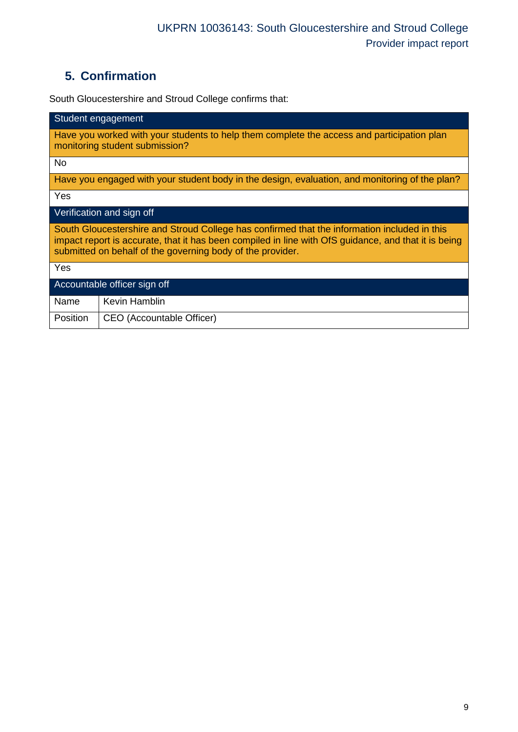## 5. Confirmation

South Gloucestershire and Stroud College confirms that:

| | |
|---|---|
| Student engagement | |
| Have you worked with your students to help them complete the access and participation plan monitoring student submission? | |
| No | |
| Have you engaged with your student body in the design, evaluation, and monitoring of the plan? | |
| Yes | |
| Verification and sign off | |
| South Gloucestershire and Stroud College has confirmed that the information included in this impact report is accurate, that it has been compiled in line with OfS guidance, and that it is being submitted on behalf of the governing body of the provider. | |
| Yes | |
| Accountable officer sign off | |
| Name | Kevin Hamblin |
| Position | CEO (Accountable Officer) |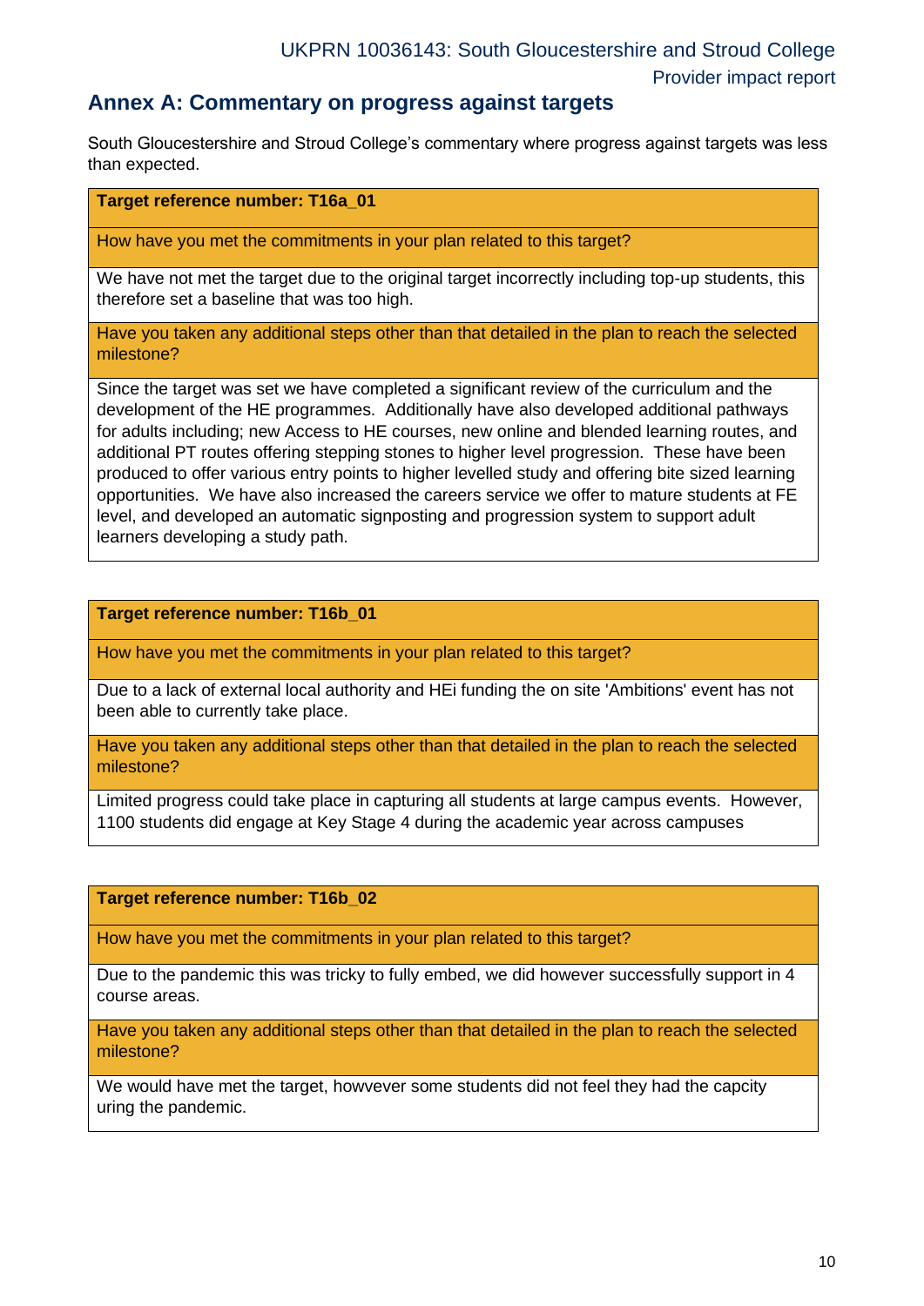## Annex A: Commentary on progress against targets

South Gloucestershire and Stroud College's commentary where progress against targets was less than expected.

| **Target reference number: T16a_01** |
|---|
| How have you met the commitments in your plan related to this target? |
| We have not met the target due to the original target incorrectly including top-up students, this therefore set a baseline that was too high. |
| Have you taken any additional steps other than that detailed in the plan to reach the selected milestone? |
| Since the target was set we have completed a significant review of the curriculum and the development of the HE programmes. Additionally have also developed additional pathways for adults including; new Access to HE courses, new online and blended learning routes, and additional PT routes offering stepping stones to higher level progression. These have been produced to offer various entry points to higher levelled study and offering bite sized learning opportunities. We have also increased the careers service we offer to mature students at FE level, and developed an automatic signposting and progression system to support adult learners developing a study path. |

| **Target reference number: T16b_01** |
|---|
| How have you met the commitments in your plan related to this target? |
| Due to a lack of external local authority and HEi funding the on site 'Ambitions' event has not been able to currently take place. |
| Have you taken any additional steps other than that detailed in the plan to reach the selected milestone? |
| Limited progress could take place in capturing all students at large campus events. However, 1100 students did engage at Key Stage 4 during the academic year across campuses |

| **Target reference number: T16b_02** |
|---|
| How have you met the commitments in your plan related to this target? |
| Due to the pandemic this was tricky to fully embed, we did however successfully support in 4 course areas. |
| Have you taken any additional steps other than that detailed in the plan to reach the selected milestone? |
| We would have met the target, howvever some students did not feel they had the capcity uring the pandemic. |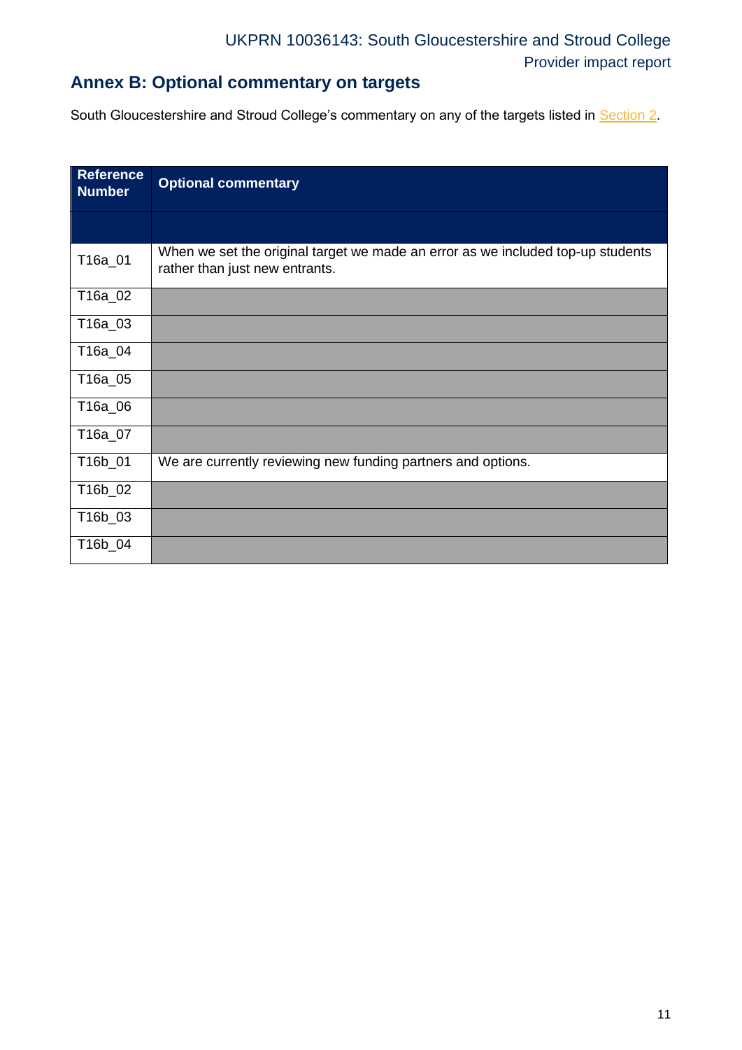## Annex B: Optional commentary on targets

South Gloucestershire and Stroud College's commentary on any of the targets listed in Section 2.

| Reference Number | Optional commentary |
| --- | --- |
| | |
| T16a_01 | When we set the original target we made an error as we included top-up students rather than just new entrants. |
| T16a_02 | |
| T16a_03 | |
| T16a_04 | |
| T16a_05 | |
| T16a_06 | |
| T16a_07 | |
| T16b_01 | We are currently reviewing new funding partners and options. |
| T16b_02 | |
| T16b_03 | |
| T16b_04 | |